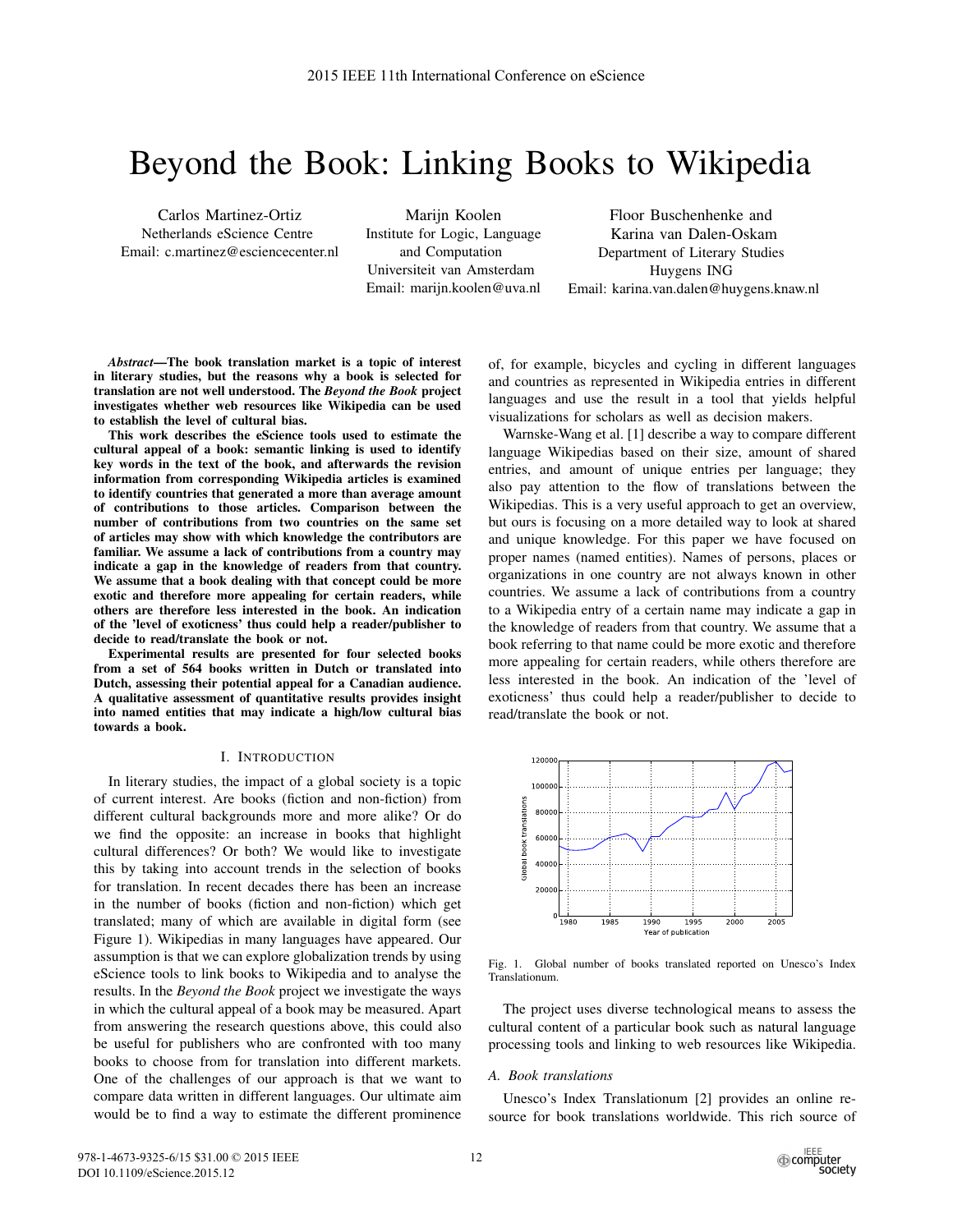# Beyond the Book: Linking Books to Wikipedia

Carlos Martinez-Ortiz
Netherlands eScience Centre
Email: c.martinez@esciencecenter.nl

Marijn Koolen
Institute for Logic, Language and Computation
Universiteit van Amsterdam
Email: marijn.koolen@uva.nl

Floor Buschenhenke and Karina van Dalen-Oskam
Department of Literary Studies
Huygens ING
Email: karina.van.dalen@huygens.knaw.nl

***Abstract*—The book translation market is a topic of interest in literary studies, but the reasons why a book is selected for translation are not well understood. The *Beyond the Book* project investigates whether web resources like Wikipedia can be used to establish the level of cultural bias.**

**This work describes the eScience tools used to estimate the cultural appeal of a book: semantic linking is used to identify key words in the text of the book, and afterwards the revision information from corresponding Wikipedia articles is examined to identify countries that generated a more than average amount of contributions to those articles. Comparison between the number of contributions from two countries on the same set of articles may show with which knowledge the contributors are familiar. We assume a lack of contributions from a country may indicate a gap in the knowledge of readers from that country. We assume that a book dealing with that concept could be more exotic and therefore more appealing for certain readers, while others are therefore less interested in the book. An indication of the 'level of exoticness' thus could help a reader/publisher to decide to read/translate the book or not.**

**Experimental results are presented for four selected books from a set of 564 books written in Dutch or translated into Dutch, assessing their potential appeal for a Canadian audience. A qualitative assessment of quantitative results provides insight into named entities that may indicate a high/low cultural bias towards a book.**

## I. Introduction

In literary studies, the impact of a global society is a topic of current interest. Are books (fiction and non-fiction) from different cultural backgrounds more and more alike? Or do we find the opposite: an increase in books that highlight cultural differences? Or both? We would like to investigate this by taking into account trends in the selection of books for translation. In recent decades there has been an increase in the number of books (fiction and non-fiction) which get translated; many of which are available in digital form (see Figure 1). Wikipedias in many languages have appeared. Our assumption is that we can explore globalization trends by using eScience tools to link books to Wikipedia and to analyse the results. In the *Beyond the Book* project we investigate the ways in which the cultural appeal of a book may be measured. Apart from answering the research questions above, this could also be useful for publishers who are confronted with too many books to choose from for translation into different markets. One of the challenges of our approach is that we want to compare data written in different languages. Our ultimate aim would be to find a way to estimate the different prominence of, for example, bicycles and cycling in different languages and countries as represented in Wikipedia entries in different languages and use the result in a tool that yields helpful visualizations for scholars as well as decision makers.

Warnske-Wang et al. [1] describe a way to compare different language Wikipedias based on their size, amount of shared entries, and amount of unique entries per language; they also pay attention to the flow of translations between the Wikipedias. This is a very useful approach to get an overview, but ours is focusing on a more detailed way to look at shared and unique knowledge. For this paper we have focused on proper names (named entities). Names of persons, places or organizations in one country are not always known in other countries. We assume a lack of contributions from a country to a Wikipedia entry of a certain name may indicate a gap in the knowledge of readers from that country. We assume that a book referring to that name could be more exotic and therefore more appealing for certain readers, while others therefore are less interested in the book. An indication of the 'level of exoticness' thus could help a reader/publisher to decide to read/translate the book or not.

Fig. 1. Global number of books translated reported on Unesco's Index Translationum.

The project uses diverse technological means to assess the cultural content of a particular book such as natural language processing tools and linking to web resources like Wikipedia.

### A. Book translations

Unesco's Index Translationum [2] provides an online resource for book translations worldwide. This rich source of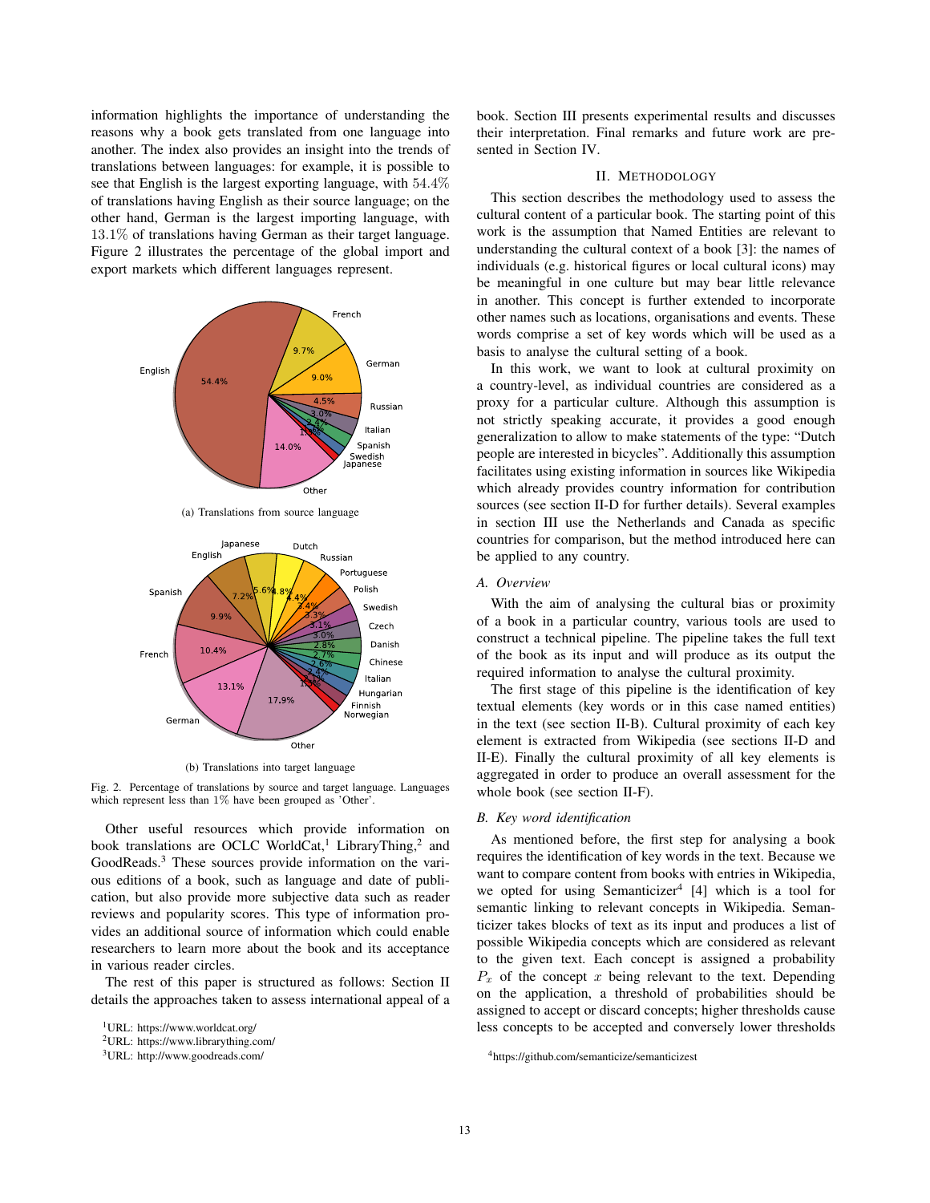information highlights the importance of understanding the reasons why a book gets translated from one language into another. The index also provides an insight into the trends of translations between languages: for example, it is possible to see that English is the largest exporting language, with 54.4% of translations having English as their source language; on the other hand, German is the largest importing language, with 13.1% of translations having German as their target language. Figure 2 illustrates the percentage of the global import and export markets which different languages represent.

(a) Translations from source language

(b) Translations into target language

Fig. 2. Percentage of translations by source and target language. Languages which represent less than 1% have been grouped as 'Other'.

Other useful resources which provide information on book translations are OCLC WorldCat,[1] LibraryThing,[2] and GoodReads.[3] These sources provide information on the various editions of a book, such as language and date of publication, but also provide more subjective data such as reader reviews and popularity scores. This type of information provides an additional source of information which could enable researchers to learn more about the book and its acceptance in various reader circles.

The rest of this paper is structured as follows: Section II details the approaches taken to assess international appeal of a book. Section III presents experimental results and discusses their interpretation. Final remarks and future work are presented in Section IV.

[1]URL: https://www.worldcat.org/
[2]URL: https://www.librarything.com/
[3]URL: http://www.goodreads.com/

## II. Methodology

This section describes the methodology used to assess the cultural content of a particular book. The starting point of this work is the assumption that Named Entities are relevant to understanding the cultural context of a book [3]: the names of individuals (e.g. historical figures or local cultural icons) may be meaningful in one culture but may bear little relevance in another. This concept is further extended to incorporate other names such as locations, organisations and events. These words comprise a set of key words which will be used as a basis to analyse the cultural setting of a book.

In this work, we want to look at cultural proximity on a country-level, as individual countries are considered as a proxy for a particular culture. Although this assumption is not strictly speaking accurate, it provides a good enough generalization to allow to make statements of the type: "Dutch people are interested in bicycles". Additionally this assumption facilitates using existing information in sources like Wikipedia which already provides country information for contribution sources (see section II-D for further details). Several examples in section III use the Netherlands and Canada as specific countries for comparison, but the method introduced here can be applied to any country.

### A. Overview

With the aim of analysing the cultural bias or proximity of a book in a particular country, various tools are used to construct a technical pipeline. The pipeline takes the full text of the book as its input and will produce as its output the required information to analyse the cultural proximity.

The first stage of this pipeline is the identification of key textual elements (key words or in this case named entities) in the text (see section II-B). Cultural proximity of each key element is extracted from Wikipedia (see sections II-D and II-E). Finally the cultural proximity of all key elements is aggregated in order to produce an overall assessment for the whole book (see section II-F).

### B. Key word identification

As mentioned before, the first step for analysing a book requires the identification of key words in the text. Because we want to compare content from books with entries in Wikipedia, we opted for using Semanticizer[4] [4] which is a tool for semantic linking to relevant concepts in Wikipedia. Semanticizer takes blocks of text as its input and produces a list of possible Wikipedia concepts which are considered as relevant to the given text. Each concept is assigned a probability $P_x$ of the concept $x$ being relevant to the text. Depending on the application, a threshold of probabilities should be assigned to accept or discard concepts; higher thresholds cause less concepts to be accepted and conversely lower thresholds

[4]https://github.com/semanticize/semanticizest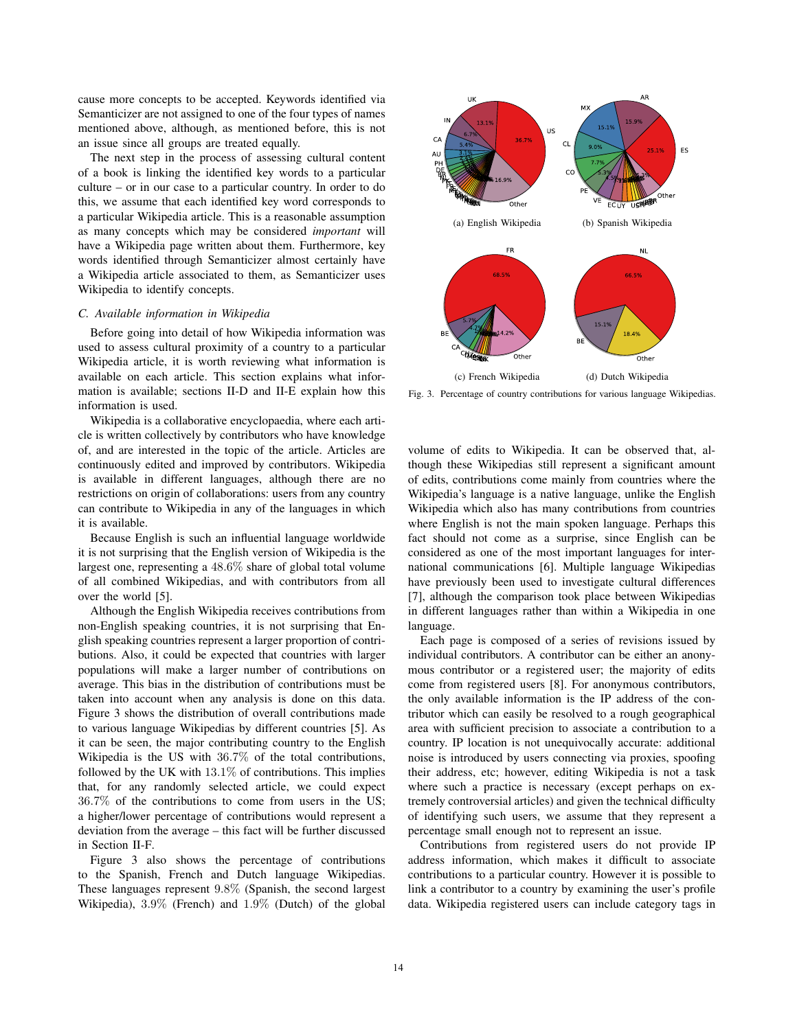cause more concepts to be accepted. Keywords identified via Semanticizer are not assigned to one of the four types of names mentioned above, although, as mentioned before, this is not an issue since all groups are treated equally.

The next step in the process of assessing cultural content of a book is linking the identified key words to a particular culture – or in our case to a particular country. In order to do this, we assume that each identified key word corresponds to a particular Wikipedia article. This is a reasonable assumption as many concepts which may be considered *important* will have a Wikipedia page written about them. Furthermore, key words identified through Semanticizer almost certainly have a Wikipedia article associated to them, as Semanticizer uses Wikipedia to identify concepts.

### C. Available information in Wikipedia

Before going into detail of how Wikipedia information was used to assess cultural proximity of a country to a particular Wikipedia article, it is worth reviewing what information is available on each article. This section explains what information is available; sections II-D and II-E explain how this information is used.

Wikipedia is a collaborative encyclopaedia, where each article is written collectively by contributors who have knowledge of, and are interested in the topic of the article. Articles are continuously edited and improved by contributors. Wikipedia is available in different languages, although there are no restrictions on origin of collaborations: users from any country can contribute to Wikipedia in any of the languages in which it is available.

Because English is such an influential language worldwide it is not surprising that the English version of Wikipedia is the largest one, representing a $48.6\%$ share of global total volume of all combined Wikipedias, and with contributors from all over the world [5].

Although the English Wikipedia receives contributions from non-English speaking countries, it is not surprising that English speaking countries represent a larger proportion of contributions. Also, it could be expected that countries with larger populations will make a larger number of contributions on average. This bias in the distribution of contributions must be taken into account when any analysis is done on this data. Figure 3 shows the distribution of overall contributions made to various language Wikipedias by different countries [5]. As it can be seen, the major contributing country to the English Wikipedia is the US with $36.7\%$ of the total contributions, followed by the UK with $13.1\%$ of contributions. This implies that, for any randomly selected article, we could expect $36.7\%$ of the contributions to come from users in the US; a higher/lower percentage of contributions would represent a deviation from the average – this fact will be further discussed in Section II-F.

Figure 3 also shows the percentage of contributions to the Spanish, French and Dutch language Wikipedias. These languages represent $9.8\%$ (Spanish, the second largest Wikipedia), $3.9\%$ (French) and $1.9\%$ (Dutch) of the global volume of edits to Wikipedia. It can be observed that, although these Wikipedias still represent a significant amount of edits, contributions come mainly from countries where the Wikipedia's language is a native language, unlike the English Wikipedia which also has many contributions from countries where English is not the main spoken language. Perhaps this fact should not come as a surprise, since English can be considered as one of the most important languages for international communications [6]. Multiple language Wikipedias have previously been used to investigate cultural differences [7], although the comparison took place between Wikipedias in different languages rather than within a Wikipedia in one language.

(a) English Wikipedia (b) Spanish Wikipedia

(c) French Wikipedia (d) Dutch Wikipedia

Fig. 3. Percentage of country contributions for various language Wikipedias.

Each page is composed of a series of revisions issued by individual contributors. A contributor can be either an anonymous contributor or a registered user; the majority of edits come from registered users [8]. For anonymous contributors, the only available information is the IP address of the contributor which can easily be resolved to a rough geographical area with sufficient precision to associate a contribution to a country. IP location is not unequivocally accurate: additional noise is introduced by users connecting via proxies, spoofing their address, etc; however, editing Wikipedia is not a task where such a practice is necessary (except perhaps on extremely controversial articles) and given the technical difficulty of identifying such users, we assume that they represent a percentage small enough not to represent an issue.

Contributions from registered users do not provide IP address information, which makes it difficult to associate contributions to a particular country. However it is possible to link a contributor to a country by examining the user's profile data. Wikipedia registered users can include category tags in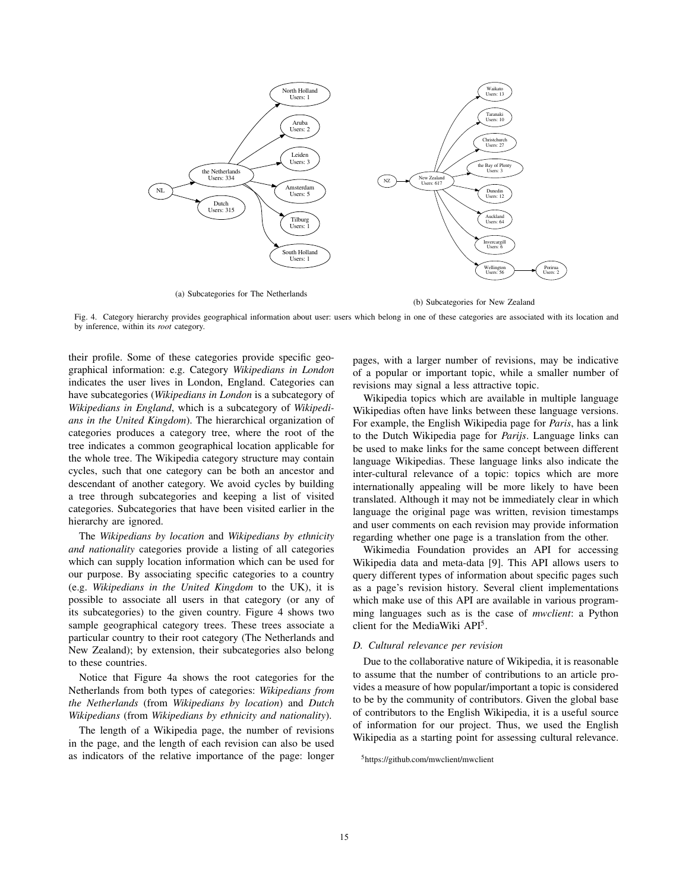(a) Subcategories for The Netherlands

(b) Subcategories for New Zealand

Fig. 4. Category hierarchy provides geographical information about user: users which belong in one of these categories are associated with its location and by inference, within its *root* category.

their profile. Some of these categories provide specific geographical information: e.g. Category *Wikipedians in London* indicates the user lives in London, England. Categories can have subcategories (*Wikipedians in London* is a subcategory of *Wikipedians in England*, which is a subcategory of *Wikipedians in the United Kingdom*). The hierarchical organization of categories produces a category tree, where the root of the tree indicates a common geographical location applicable for the whole tree. The Wikipedia category structure may contain cycles, such that one category can be both an ancestor and descendant of another category. We avoid cycles by building a tree through subcategories and keeping a list of visited categories. Subcategories that have been visited earlier in the hierarchy are ignored.

The *Wikipedians by location* and *Wikipedians by ethnicity and nationality* categories provide a listing of all categories which can supply location information which can be used for our purpose. By associating specific categories to a country (e.g. *Wikipedians in the United Kingdom* to the UK), it is possible to associate all users in that category (or any of its subcategories) to the given country. Figure 4 shows two sample geographical category trees. These trees associate a particular country to their root category (The Netherlands and New Zealand); by extension, their subcategories also belong to these countries.

Notice that Figure 4a shows the root categories for the Netherlands from both types of categories: *Wikipedians from the Netherlands* (from *Wikipedians by location*) and *Dutch Wikipedians* (from *Wikipedians by ethnicity and nationality*).

The length of a Wikipedia page, the number of revisions in the page, and the length of each revision can also be used as indicators of the relative importance of the page: longer pages, with a larger number of revisions, may be indicative of a popular or important topic, while a smaller number of revisions may signal a less attractive topic.

Wikipedia topics which are available in multiple language Wikipedias often have links between these language versions. For example, the English Wikipedia page for *Paris*, has a link to the Dutch Wikipedia page for *Parijs*. Language links can be used to make links for the same concept between different language Wikipedias. These language links also indicate the inter-cultural relevance of a topic: topics which are more internationally appealing will be more likely to have been translated. Although it may not be immediately clear in which language the original page was written, revision timestamps and user comments on each revision may provide information regarding whether one page is a translation from the other.

Wikimedia Foundation provides an API for accessing Wikipedia data and meta-data [9]. This API allows users to query different types of information about specific pages such as a page's revision history. Several client implementations which make use of this API are available in various programming languages such as is the case of *mwclient*: a Python client for the MediaWiki API[5].

### D. Cultural relevance per revision

Due to the collaborative nature of Wikipedia, it is reasonable to assume that the number of contributions to an article provides a measure of how popular/important a topic is considered to be by the community of contributors. Given the global base of contributors to the English Wikipedia, it is a useful source of information for our project. Thus, we used the English Wikipedia as a starting point for assessing cultural relevance.

[5] https://github.com/mwclient/mwclient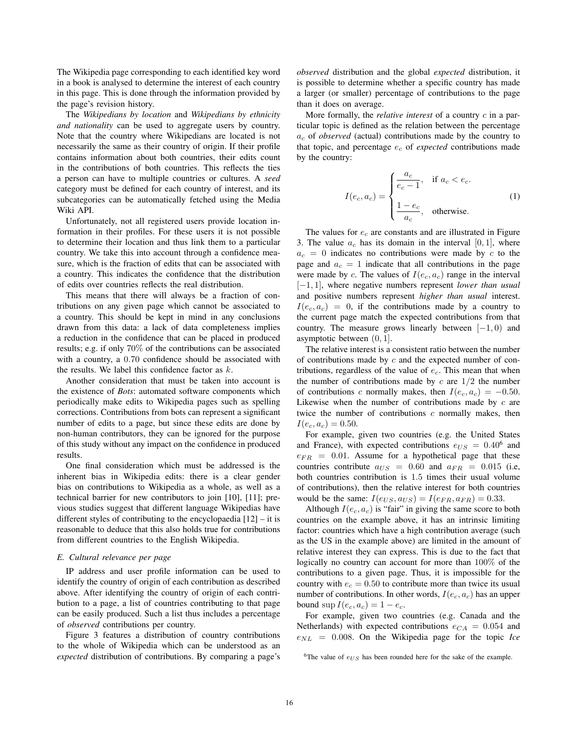The Wikipedia page corresponding to each identified key word in a book is analysed to determine the interest of each country in this page. This is done through the information provided by the page's revision history.

The *Wikipedians by location* and *Wikipedians by ethnicity and nationality* can be used to aggregate users by country. Note that the country where Wikipedians are located is not necessarily the same as their country of origin. If their profile contains information about both countries, their edits count in the contributions of both countries. This reflects the ties a person can have to multiple countries or cultures. A *seed* category must be defined for each country of interest, and its subcategories can be automatically fetched using the Media Wiki API.

Unfortunately, not all registered users provide location information in their profiles. For these users it is not possible to determine their location and thus link them to a particular country. We take this into account through a confidence measure, which is the fraction of edits that can be associated with a country. This indicates the confidence that the distribution of edits over countries reflects the real distribution.

This means that there will always be a fraction of contributions on any given page which cannot be associated to a country. This should be kept in mind in any conclusions drawn from this data: a lack of data completeness implies a reduction in the confidence that can be placed in produced results; e.g. if only 70% of the contributions can be associated with a country, a 0.70 confidence should be associated with the results. We label this confidence factor as $k$.

Another consideration that must be taken into account is the existence of *Bots*: automated software components which periodically make edits to Wikipedia pages such as spelling corrections. Contributions from bots can represent a significant number of edits to a page, but since these edits are done by non-human contributors, they can be ignored for the purpose of this study without any impact on the confidence in produced results.

One final consideration which must be addressed is the inherent bias in Wikipedia edits: there is a clear gender bias on contributions to Wikipedia as a whole, as well as a technical barrier for new contributors to join [10], [11]; previous studies suggest that different language Wikipedias have different styles of contributing to the encyclopaedia [12] – it is reasonable to deduce that this also holds true for contributions from different countries to the English Wikipedia.

### E. Cultural relevance per page

IP address and user profile information can be used to identify the country of origin of each contribution as described above. After identifying the country of origin of each contribution to a page, a list of countries contributing to that page can be easily produced. Such a list thus includes a percentage of *observed* contributions per country.

Figure 3 features a distribution of country contributions to the whole of Wikipedia which can be understood as an *expected* distribution of contributions. By comparing a page's *observed* distribution and the global *expected* distribution, it is possible to determine whether a specific country has made a larger (or smaller) percentage of contributions to the page than it does on average.

More formally, the *relative interest* of a country $c$ in a particular topic is defined as the relation between the percentage $a_c$ of *observed* (actual) contributions made by the country to that topic, and percentage $e_c$ of *expected* contributions made by the country:

$$I(e_c, a_c) = \begin{cases} \dfrac{a_c}{e_c - 1}, & \text{if } a_c < e_c. \\[2ex] \dfrac{1 - e_c}{a_c}, & \text{otherwise.} \end{cases} \tag{1}$$

The values for $e_c$ are constants and are illustrated in Figure 3. The value $a_c$ has its domain in the interval $[0, 1]$, where $a_c = 0$ indicates no contributions were made by $c$ to the page and $a_c = 1$ indicate that all contributions in the page were made by $c$. The values of $I(e_c, a_c)$ range in the interval $[-1, 1]$, where negative numbers represent *lower than usual* and positive numbers represent *higher than usual* interest. $I(e_c, a_c) = 0$, if the contributions made by a country to the current page match the expected contributions from that country. The measure grows linearly between $[-1, 0)$ and asymptotic between $(0, 1]$.

The relative interest is a consistent ratio between the number of contributions made by $c$ and the expected number of contributions, regardless of the value of $e_c$. This mean that when the number of contributions made by $c$ are $1/2$ the number of contributions $c$ normally makes, then $I(e_c, a_c) = -0.50$. Likewise when the number of contributions made by $c$ are twice the number of contributions $c$ normally makes, then $I(e_c, a_c) = 0.50$.

For example, given two countries (e.g. the United States and France), with expected contributions $e_{US} = 0.40$[6] and $e_{FR} = 0.01$. Assume for a hypothetical page that these countries contribute $a_{US} = 0.60$ and $a_{FR} = 0.015$ (i.e, both countries contribution is 1.5 times their usual volume of contributions), then the relative interest for both countries would be the same: $I(e_{US}, a_{US}) = I(e_{FR}, a_{FR}) = 0.33$.

Although $I(e_c, a_c)$ is "fair" in giving the same score to both countries on the example above, it has an intrinsic limiting factor: countries which have a high contribution average (such as the US in the example above) are limited in the amount of relative interest they can express. This is due to the fact that logically no country can account for more than 100% of the contributions to a given page. Thus, it is impossible for the country with $e_c = 0.50$ to contribute more than twice its usual number of contributions. In other words, $I(e_c, a_c)$ has an upper bound $\sup I(e_c, a_c) = 1 - e_c$.

For example, given two countries (e.g. Canada and the Netherlands) with expected contributions $e_{CA} = 0.054$ and $e_{NL} = 0.008$. On the Wikipedia page for the topic *Ice*

[6] The value of $e_{US}$ has been rounded here for the sake of the example.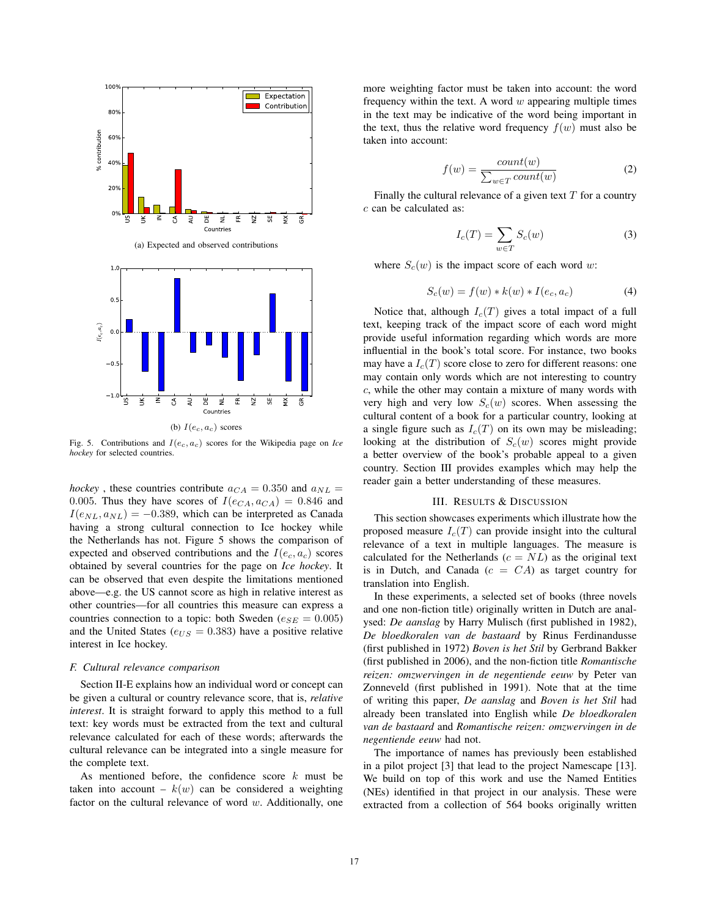(a) Expected and observed contributions

(b) $I(e_c, a_c)$ scores

Fig. 5. Contributions and $I(e_c, a_c)$ scores for the Wikipedia page on *Ice hockey* for selected countries.

*hockey* , these countries contribute $a_{CA} = 0.350$ and $a_{NL} = 0.005$. Thus they have scores of $I(e_{CA}, a_{CA}) = 0.846$ and $I(e_{NL}, a_{NL}) = -0.389$, which can be interpreted as Canada having a strong cultural connection to Ice hockey while the Netherlands has not. Figure 5 shows the comparison of expected and observed contributions and the $I(e_c, a_c)$ scores obtained by several countries for the page on *Ice hockey*. It can be observed that even despite the limitations mentioned above—e.g. the US cannot score as high in relative interest as other countries—for all countries this measure can express a countries connection to a topic: both Sweden ($e_{SE} = 0.005$) and the United States ($e_{US} = 0.383$) have a positive relative interest in Ice hockey.

### F. Cultural relevance comparison

Section II-E explains how an individual word or concept can be given a cultural or country relevance score, that is, *relative interest*. It is straight forward to apply this method to a full text: key words must be extracted from the text and cultural relevance calculated for each of these words; afterwards the cultural relevance can be integrated into a single measure for the complete text.

As mentioned before, the confidence score $k$ must be taken into account – $k(w)$ can be considered a weighting factor on the cultural relevance of word $w$. Additionally, one more weighting factor must be taken into account: the word frequency within the text. A word $w$ appearing multiple times in the text may be indicative of the word being important in the text, thus the relative word frequency $f(w)$ must also be taken into account:

$$f(w) = \frac{count(w)}{\sum_{w \in T} count(w)} \tag{2}$$

Finally the cultural relevance of a given text $T$ for a country $c$ can be calculated as:

$$I_c(T) = \sum_{w \in T} S_c(w) \tag{3}$$

where $S_c(w)$ is the impact score of each word $w$:

$$S_c(w) = f(w) * k(w) * I(e_c, a_c) \tag{4}$$

Notice that, although $I_c(T)$ gives a total impact of a full text, keeping track of the impact score of each word might provide useful information regarding which words are more influential in the book's total score. For instance, two books may have a $I_c(T)$ score close to zero for different reasons: one may contain only words which are not interesting to country $c$, while the other may contain a mixture of many words with very high and very low $S_c(w)$ scores. When assessing the cultural content of a book for a particular country, looking at a single figure such as $I_c(T)$ on its own may be misleading; looking at the distribution of $S_c(w)$ scores might provide a better overview of the book's probable appeal to a given country. Section III provides examples which may help the reader gain a better understanding of these measures.

## III. Results & Discussion

This section showcases experiments which illustrate how the proposed measure $I_c(T)$ can provide insight into the cultural relevance of a text in multiple languages. The measure is calculated for the Netherlands ($c = NL$) as the original text is in Dutch, and Canada ($c = CA$) as target country for translation into English.

In these experiments, a selected set of books (three novels and one non-fiction title) originally written in Dutch are analysed: ***De aanslag*** by Harry Mulisch (first published in 1982), ***De bloedkoralen van de bastaard*** by Rinus Ferdinandusse (first published in 1972) ***Boven is het Stil*** by Gerbrand Bakker (first published in 2006), and the non-fiction title ***Romantische reizen: omzwervingen in de negentiende eeuw*** by Peter van Zonneveld (first published in 1991). Note that at the time of writing this paper, *De aanslag* and *Boven is het Stil* had already been translated into English while *De bloedkoralen van de bastaard* and *Romantische reizen: omzwervingen in de negentiende eeuw* had not.

The importance of names has previously been established in a pilot project [3] that lead to the project Namescape [13]. We build on top of this work and use the Named Entities (NEs) identified in that project in our analysis. These were extracted from a collection of 564 books originally written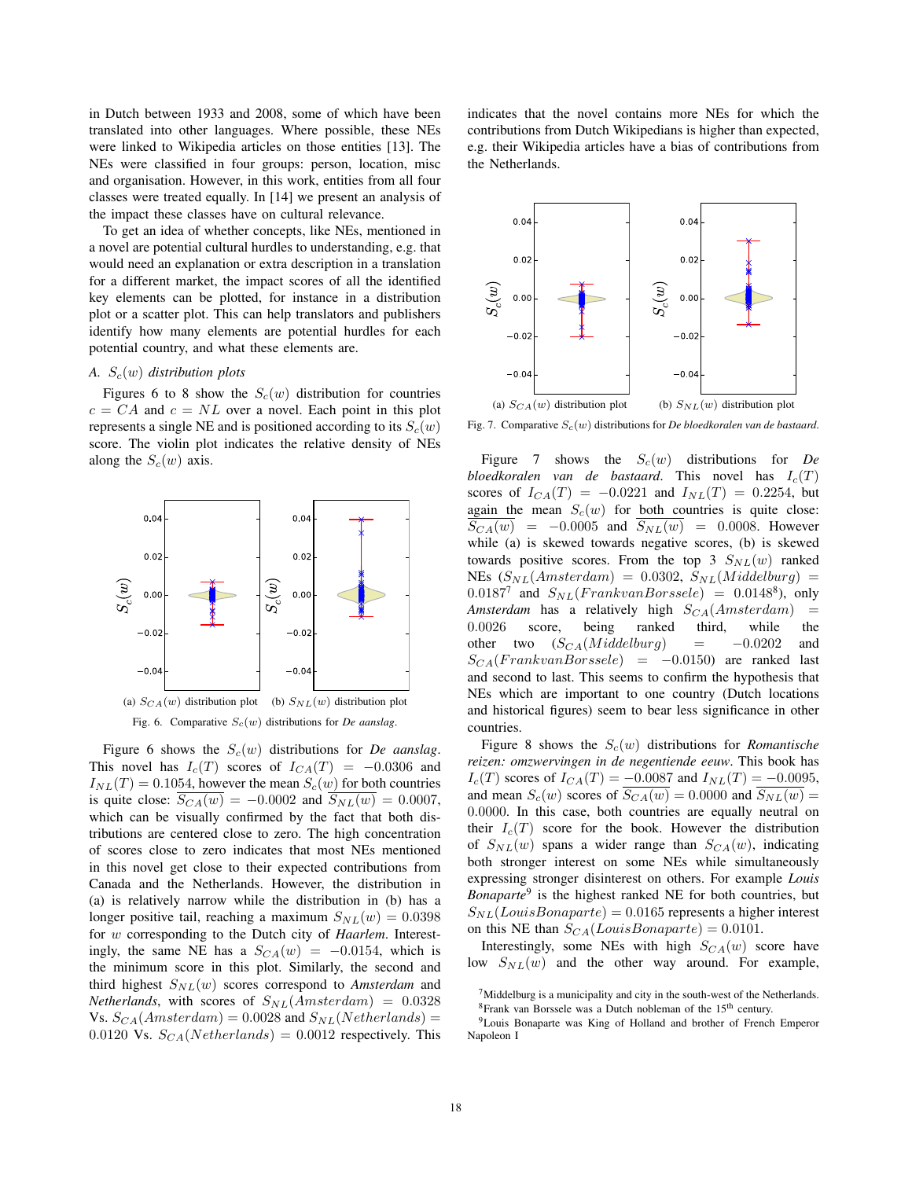in Dutch between 1933 and 2008, some of which have been translated into other languages. Where possible, these NEs were linked to Wikipedia articles on those entities [13]. The NEs were classified in four groups: person, location, misc and organisation. However, in this work, entities from all four classes were treated equally. In [14] we present an analysis of the impact these classes have on cultural relevance.

To get an idea of whether concepts, like NEs, mentioned in a novel are potential cultural hurdles to understanding, e.g. that would need an explanation or extra description in a translation for a different market, the impact scores of all the identified key elements can be plotted, for instance in a distribution plot or a scatter plot. This can help translators and publishers identify how many elements are potential hurdles for each potential country, and what these elements are.

### A. $S_c(w)$ distribution plots

Figures 6 to 8 show the $S_c(w)$ distribution for countries $c = CA$ and $c = NL$ over a novel. Each point in this plot represents a single NE and is positioned according to its $S_c(w)$ score. The violin plot indicates the relative density of NEs along the $S_c(w)$ axis.

(a) $S_{CA}(w)$ distribution plot (b) $S_{NL}(w)$ distribution plot

Fig. 6. Comparative $S_c(w)$ distributions for *De aanslag*.

Figure 6 shows the $S_c(w)$ distributions for *De aanslag*. This novel has $I_c(T)$ scores of $I_{CA}(T) = -0.0306$ and $I_{NL}(T) = 0.1054$, however the mean $S_c(w)$ for both countries is quite close: $\overline{S_{CA}(w)} = -0.0002$ and $\overline{S_{NL}(w)} = 0.0007$, which can be visually confirmed by the fact that both distributions are centered close to zero. The high concentration of scores close to zero indicates that most NEs mentioned in this novel get close to their expected contributions from Canada and the Netherlands. However, the distribution in (a) is relatively narrow while the distribution in (b) has a longer positive tail, reaching a maximum $S_{NL}(w) = 0.0398$ for $w$ corresponding to the Dutch city of *Haarlem*. Interestingly, the same NE has a $S_{CA}(w) = -0.0154$, which is the minimum score in this plot. Similarly, the second and third highest $S_{NL}(w)$ scores correspond to *Amsterdam* and *Netherlands*, with scores of $S_{NL}(Amsterdam) = 0.0328$ Vs. $S_{CA}(Amsterdam) = 0.0028$ and $S_{NL}(Netherlands) = 0.0120$ Vs. $S_{CA}(Netherlands) = 0.0012$ respectively. This indicates that the novel contains more NEs for which the contributions from Dutch Wikipedians is higher than expected, e.g. their Wikipedia articles have a bias of contributions from the Netherlands.

(a) $S_{CA}(w)$ distribution plot (b) $S_{NL}(w)$ distribution plot

Fig. 7. Comparative $S_c(w)$ distributions for *De bloedkoralen van de bastaard*.

Figure 7 shows the $S_c(w)$ distributions for *De bloedkoralen van de bastaard*. This novel has $I_c(T)$ scores of $I_{CA}(T) = -0.0221$ and $I_{NL}(T) = 0.2254$, but again the mean $S_c(w)$ for both countries is quite close: $\overline{S_{CA}(w)} = -0.0005$ and $\overline{S_{NL}(w)} = 0.0008$. However while (a) is skewed towards negative scores, (b) is skewed towards positive scores. From the top 3 $S_{NL}(w)$ ranked NEs ($S_{NL}(Amsterdam) = 0.0302$, $S_{NL}(Middelburg) = 0.0187$[7] and $S_{NL}(FrankvanBorssele) = 0.0148$[8]), only *Amsterdam* has a relatively high $S_{CA}(Amsterdam) = 0.0026$ score, being ranked third, while the other two ($S_{CA}(Middelburg) = -0.0202$ and $S_{CA}(FrankvanBorssele) = -0.0150$) are ranked last and second to last. This seems to confirm the hypothesis that NEs which are important to one country (Dutch locations and historical figures) seem to bear less significance in other countries.

Figure 8 shows the $S_c(w)$ distributions for *Romantische reizen: omzwervingen in de negentiende eeuw*. This book has $I_c(T)$ scores of $I_{CA}(T) = -0.0087$ and $I_{NL}(T) = -0.0095$, and mean $S_c(w)$ scores of $\overline{S_{CA}(w)} = 0.0000$ and $\overline{S_{NL}(w)} = 0.0000$. In this case, both countries are equally neutral on their $I_c(T)$ score for the book. However the distribution of $S_{NL}(w)$ spans a wider range than $S_{CA}(w)$, indicating both stronger interest on some NEs while simultaneously expressing stronger disinterest on others. For example *Louis Bonaparte*[9] is the highest ranked NE for both countries, but $S_{NL}(LouisBonaparte) = 0.0165$ represents a higher interest on this NE than $S_{CA}(LouisBonaparte) = 0.0101$.

Interestingly, some NEs with high $S_{CA}(w)$ score have low $S_{NL}(w)$ and the other way around. For example,

[7] Middelburg is a municipality and city in the south-west of the Netherlands.

[8] Frank van Borssele was a Dutch nobleman of the 15th century.

[9] Louis Bonaparte was King of Holland and brother of French Emperor Napoleon I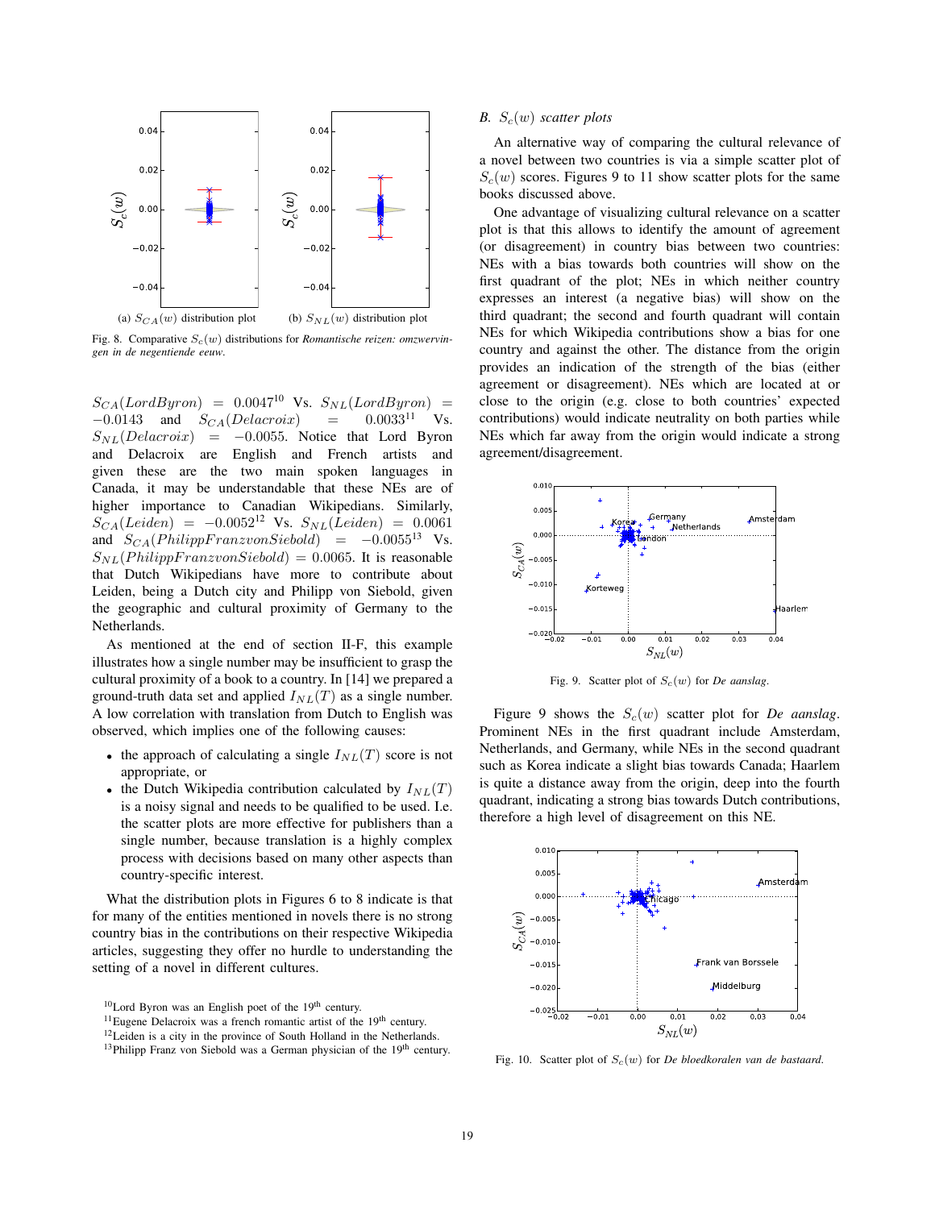(a) $S_{CA}(w)$ distribution plot

(b) $S_{NL}(w)$ distribution plot

Fig. 8. Comparative $S_c(w)$ distributions for *Romantische reizen: omzwervingen in de negentiende eeuw*.

$S_{CA}(LordByron) = 0.0047$[10] Vs. $S_{NL}(LordByron) = -0.0143$ and $S_{CA}(Delacroix) = 0.0033$[11] Vs. $S_{NL}(Delacroix) = -0.0055$. Notice that Lord Byron and Delacroix are English and French artists and given these are the two main spoken languages in Canada, it may be understandable that these NEs are of higher importance to Canadian Wikipedians. Similarly, $S_{CA}(Leiden) = -0.0052$[12] Vs. $S_{NL}(Leiden) = 0.0061$ and $S_{CA}(PhilippFranzvonSiebold) = -0.0055$[13] Vs. $S_{NL}(PhilippFranzvonSiebold) = 0.0065$. It is reasonable that Dutch Wikipedians have more to contribute about Leiden, being a Dutch city and Philipp von Siebold, given the geographic and cultural proximity of Germany to the Netherlands.

As mentioned at the end of section II-F, this example illustrates how a single number may be insufficient to grasp the cultural proximity of a book to a country. In [14] we prepared a ground-truth data set and applied $I_{NL}(T)$ as a single number. A low correlation with translation from Dutch to English was observed, which implies one of the following causes:

- the approach of calculating a single $I_{NL}(T)$ score is not appropriate, or
- the Dutch Wikipedia contribution calculated by $I_{NL}(T)$ is a noisy signal and needs to be qualified to be used. I.e. the scatter plots are more effective for publishers than a single number, because translation is a highly complex process with decisions based on many other aspects than country-specific interest.

What the distribution plots in Figures 6 to 8 indicate is that for many of the entities mentioned in novels there is no strong country bias in the contributions on their respective Wikipedia articles, suggesting they offer no hurdle to understanding the setting of a novel in different cultures.

[10] Lord Byron was an English poet of the 19th century.

[11] Eugene Delacroix was a french romantic artist of the 19th century.

[12] Leiden is a city in the province of South Holland in the Netherlands.

[13] Philipp Franz von Siebold was a German physician of the 19th century.

### B. $S_c(w)$ scatter plots

An alternative way of comparing the cultural relevance of a novel between two countries is via a simple scatter plot of $S_c(w)$ scores. Figures 9 to 11 show scatter plots for the same books discussed above.

One advantage of visualizing cultural relevance on a scatter plot is that this allows to identify the amount of agreement (or disagreement) in country bias between two countries: NEs with a bias towards both countries will show on the first quadrant of the plot; NEs in which neither country expresses an interest (a negative bias) will show on the third quadrant; the second and fourth quadrant will contain NEs for which Wikipedia contributions show a bias for one country and against the other. The distance from the origin provides an indication of the strength of the bias (either agreement or disagreement). NEs which are located at or close to the origin (e.g. close to both countries' expected contributions) would indicate neutrality on both parties while NEs which far away from the origin would indicate a strong agreement/disagreement.

Fig. 9. Scatter plot of $S_c(w)$ for *De aanslag*.

Figure 9 shows the $S_c(w)$ scatter plot for ***De aanslag***. Prominent NEs in the first quadrant include Amsterdam, Netherlands, and Germany, while NEs in the second quadrant such as Korea indicate a slight bias towards Canada; Haarlem is quite a distance away from the origin, deep into the fourth quadrant, indicating a strong bias towards Dutch contributions, therefore a high level of disagreement on this NE.

Fig. 10. Scatter plot of $S_c(w)$ for *De bloedkoralen van de bastaard*.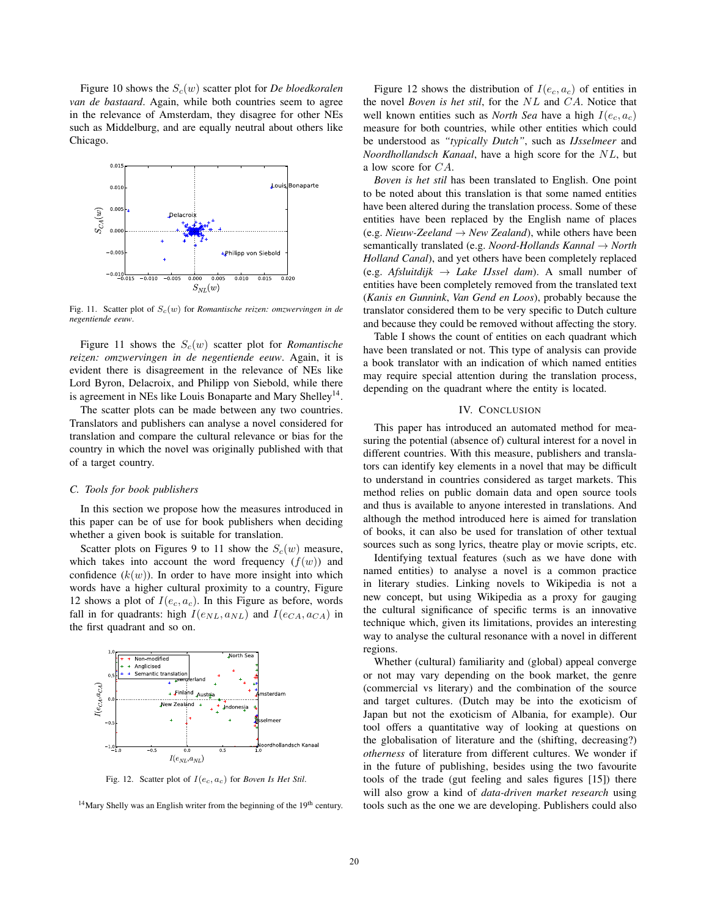Figure 10 shows the $S_c(w)$ scatter plot for *De bloedkoralen van de bastaard*. Again, while both countries seem to agree in the relevance of Amsterdam, they disagree for other NEs such as Middelburg, and are equally neutral about others like Chicago.

Fig. 11. Scatter plot of $S_c(w)$ for *Romantische reizen: omzwervingen in de negentiende eeuw*.

Figure 11 shows the $S_c(w)$ scatter plot for *Romantische reizen: omzwervingen in de negentiende eeuw*. Again, it is evident there is disagreement in the relevance of NEs like Lord Byron, Delacroix, and Philipp von Siebold, while there is agreement in NEs like Louis Bonaparte and Mary Shelley[14].

The scatter plots can be made between any two countries. Translators and publishers can analyse a novel considered for translation and compare the cultural relevance or bias for the country in which the novel was originally published with that of a target country.

### C. Tools for book publishers

In this section we propose how the measures introduced in this paper can be of use for book publishers when deciding whether a given book is suitable for translation.

Scatter plots on Figures 9 to 11 show the $S_c(w)$ measure, which takes into account the word frequency ($f(w)$) and confidence ($k(w)$). In order to have more insight into which words have a higher cultural proximity to a country, Figure 12 shows a plot of $I(e_c, a_c)$. In this Figure as before, words fall in for quadrants: high $I(e_{NL}, a_{NL})$ and $I(e_{CA}, a_{CA})$ in the first quadrant and so on.

Fig. 12. Scatter plot of $I(e_c, a_c)$ for *Boven Is Het Stil*.

[14] Mary Shelly was an English writer from the beginning of the 19th century.

Figure 12 shows the distribution of $I(e_c, a_c)$ of entities in the novel *Boven is het stil*, for the $NL$ and $CA$. Notice that well known entities such as *North Sea* have a high $I(e_c, a_c)$ measure for both countries, while other entities which could be understood as *"typically Dutch"*, such as *IJsselmeer* and *Noordhollandsch Kanaal*, have a high score for the $NL$, but a low score for $CA$.

*Boven is het stil* has been translated to English. One point to be noted about this translation is that some named entities have been altered during the translation process. Some of these entities have been replaced by the English name of places (e.g. *Nieuw-Zeeland* → *New Zealand*), while others have been semantically translated (e.g. *Noord-Hollands Kannal* → *North Holland Canal*), and yet others have been completely replaced (e.g. *Afsluitdijk* → *Lake IJssel dam*). A small number of entities have been completely removed from the translated text (*Kanis en Gunnink*, *Van Gend en Loos*), probably because the translator considered them to be very specific to Dutch culture and because they could be removed without affecting the story.

Table I shows the count of entities on each quadrant which have been translated or not. This type of analysis can provide a book translator with an indication of which named entities may require special attention during the translation process, depending on the quadrant where the entity is located.

## IV. Conclusion

This paper has introduced an automated method for measuring the potential (absence of) cultural interest for a novel in different countries. With this measure, publishers and translators can identify key elements in a novel that may be difficult to understand in countries considered as target markets. This method relies on public domain data and open source tools and thus is available to anyone interested in translations. And although the method introduced here is aimed for translation of books, it can also be used for translation of other textual sources such as song lyrics, theatre play or movie scripts, etc.

Identifying textual features (such as we have done with named entities) to analyse a novel is a common practice in literary studies. Linking novels to Wikipedia is not a new concept, but using Wikipedia as a proxy for gauging the cultural significance of specific terms is an innovative technique which, given its limitations, provides an interesting way to analyse the cultural resonance with a novel in different regions.

Whether (cultural) familiarity and (global) appeal converge or not may vary depending on the book market, the genre (commercial vs literary) and the combination of the source and target cultures. (Dutch may be into the exoticism of Japan but not the exoticism of Albania, for example). Our tool offers a quantitative way of looking at questions on the globalisation of literature and the (shifting, decreasing?) *otherness* of literature from different cultures. We wonder if in the future of publishing, besides using the two favourite tools of the trade (gut feeling and sales figures [15]) there will also grow a kind of *data-driven market research* using tools such as the one we are developing. Publishers could also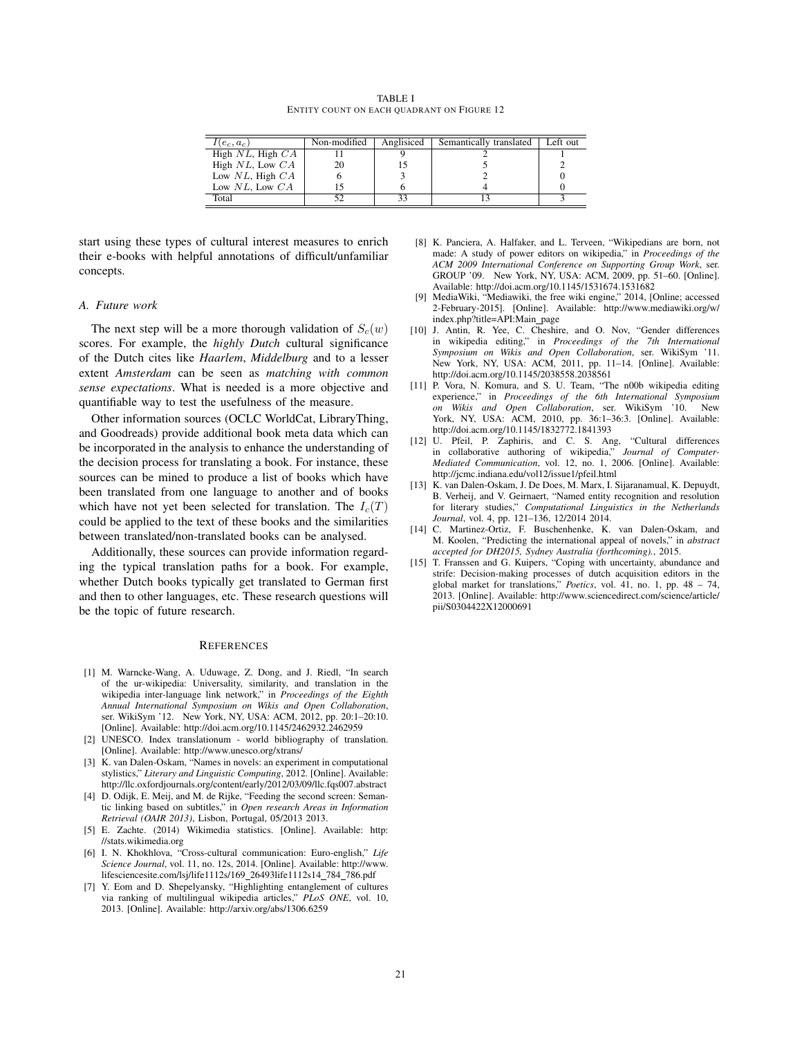TABLE I
ENTITY COUNT ON EACH QUADRANT ON FIGURE 12

| $I(e_c, a_c)$ | Non-modified | Anglisiced | Semantically translated | Left out |
| --- | --- | --- | --- | --- |
| High $NL$, High $CA$ | 11 | 9 | 2 | 1 |
| High $NL$, Low $CA$ | 20 | 15 | 5 | 2 |
| Low $NL$, High $CA$ | 6 | 3 | 2 | 0 |
| Low $NL$, Low $CA$ | 15 | 6 | 4 | 0 |
| Total | 52 | 33 | 13 | 3 |

start using these types of cultural interest measures to enrich their e-books with helpful annotations of difficult/unfamiliar concepts.

### A. Future work

The next step will be a more thorough validation of $S_c(w)$ scores. For example, the *highly Dutch* cultural significance of the Dutch cites like *Haarlem*, *Middelburg* and to a lesser extent *Amsterdam* can be seen as *matching with common sense expectations*. What is needed is a more objective and quantifiable way to test the usefulness of the measure.

Other information sources (OCLC WorldCat, LibraryThing, and Goodreads) provide additional book meta data which can be incorporated in the analysis to enhance the understanding of the decision process for translating a book. For instance, these sources can be mined to produce a list of books which have been translated from one language to another and of books which have not yet been selected for translation. The $I_c(T)$ could be applied to the text of these books and the similarities between translated/non-translated books can be analysed.

Additionally, these sources can provide information regarding the typical translation paths for a book. For example, whether Dutch books typically get translated to German first and then to other languages, etc. These research questions will be the topic of future research.

## REFERENCES

[1] M. Warncke-Wang, A. Uduwage, Z. Dong, and J. Riedl, "In search of the ur-wikipedia: Universality, similarity, and translation in the wikipedia inter-language link network," in *Proceedings of the Eighth Annual International Symposium on Wikis and Open Collaboration*, ser. WikiSym '12. New York, NY, USA: ACM, 2012, pp. 20:1–20:10. [Online]. Available: http://doi.acm.org/10.1145/2462932.2462959

[2] UNESCO. Index translationum - world bibliography of translation. [Online]. Available: http://www.unesco.org/xtrans/

[3] K. van Dalen-Oskam, "Names in novels: an experiment in computational stylistics," *Literary and Linguistic Computing*, 2012. [Online]. Available: http://llc.oxfordjournals.org/content/early/2012/03/09/llc.fqs007.abstract

[4] D. Odijk, E. Meij, and M. de Rijke, "Feeding the second screen: Semantic linking based on subtitles," in *Open research Areas in Information Retrieval (OAIR 2013)*, Lisbon, Portugal, 05/2013 2013.

[5] E. Zachte. (2014) Wikimedia statistics. [Online]. Available: http://stats.wikimedia.org

[6] I. N. Khokhlova, "Cross-cultural communication: Euro-english," *Life Science Journal*, vol. 11, no. 12s, 2014. [Online]. Available: http://www.lifesciencesite.com/lsj/life1112s/169_26493life1112s14_784_786.pdf

[7] Y. Eom and D. Shepelyansky, "Highlighting entanglement of cultures via ranking of multilingual wikipedia articles," *PLoS ONE*, vol. 10, 2013. [Online]. Available: http://arxiv.org/abs/1306.6259

[8] K. Panciera, A. Halfaker, and L. Terveen, "Wikipedians are born, not made: A study of power editors on wikipedia," in *Proceedings of the ACM 2009 International Conference on Supporting Group Work*, ser. GROUP '09. New York, NY, USA: ACM, 2009, pp. 51–60. [Online]. Available: http://doi.acm.org/10.1145/1531674.1531682

[9] MediaWiki, "Mediawiki, the free wiki engine," 2014, [Online; accessed 2-February-2015]. [Online]. Available: http://www.mediawiki.org/w/index.php?title=API:Main_page

[10] J. Antin, R. Yee, C. Cheshire, and O. Nov, "Gender differences in wikipedia editing," in *Proceedings of the 7th International Symposium on Wikis and Open Collaboration*, ser. WikiSym '11. New York, NY, USA: ACM, 2011, pp. 11–14. [Online]. Available: http://doi.acm.org/10.1145/2038558.2038561

[11] P. Vora, N. Komura, and S. U. Team, "The n00b wikipedia editing experience," in *Proceedings of the 6th International Symposium on Wikis and Open Collaboration*, ser. WikiSym '10. New York, NY, USA: ACM, 2010, pp. 36:1–36:3. [Online]. Available: http://doi.acm.org/10.1145/1832772.1841393

[12] U. Pfeil, P. Zaphiris, and C. S. Ang, "Cultural differences in collaborative authoring of wikipedia," *Journal of Computer-Mediated Communication*, vol. 12, no. 1, 2006. [Online]. Available: http://jcmc.indiana.edu/vol12/issue1/pfeil.html

[13] K. van Dalen-Oskam, J. De Does, M. Marx, I. Sijaranamual, K. Depuydt, B. Verheij, and V. Geirnaert, "Named entity recognition and resolution for literary studies," *Computational Linguistics in the Netherlands Journal*, vol. 4, pp. 121–136, 12/2014 2014.

[14] C. Martinez-Ortiz, F. Buschenhenke, K. van Dalen-Oskam, and M. Koolen, "Predicting the international appeal of novels," in *abstract accepted for DH2015, Sydney Australia (forthcoming).*, 2015.

[15] T. Franssen and G. Kuipers, "Coping with uncertainty, abundance and strife: Decision-making processes of dutch acquisition editors in the global market for translations," *Poetics*, vol. 41, no. 1, pp. 48 – 74, 2013. [Online]. Available: http://www.sciencedirect.com/science/article/pii/S0304422X12000691